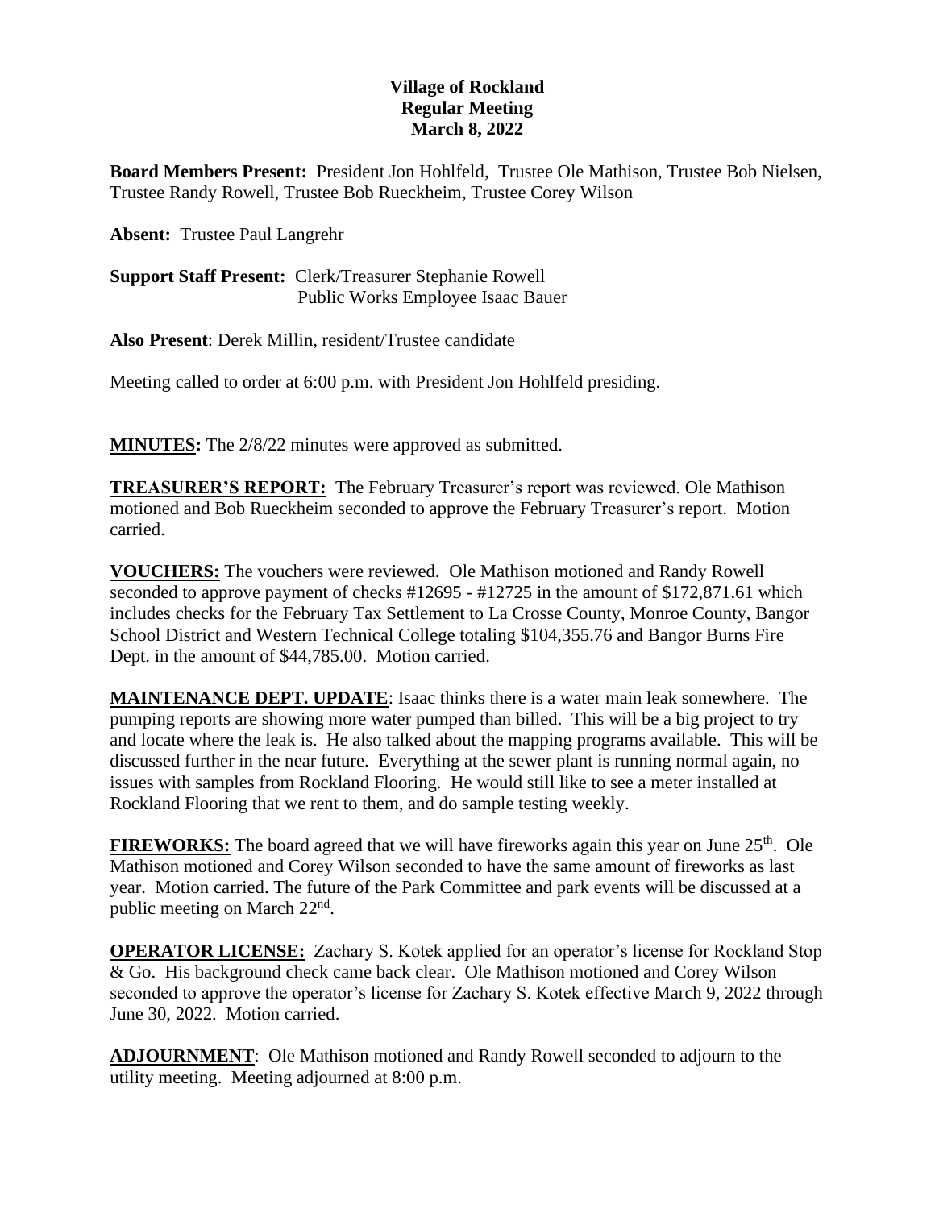# Village of Rockland
## Regular Meeting
## March 8, 2022

**Board Members Present:** President Jon Hohlfeld, Trustee Ole Mathison, Trustee Bob Nielsen, Trustee Randy Rowell, Trustee Bob Rueckheim, Trustee Corey Wilson

**Absent:** Trustee Paul Langrehr

**Support Staff Present:** Clerk/Treasurer Stephanie Rowell
Public Works Employee Isaac Bauer

**Also Present**: Derek Millin, resident/Trustee candidate

Meeting called to order at 6:00 p.m. with President Jon Hohlfeld presiding.

**MINUTES:** The 2/8/22 minutes were approved as submitted.

**TREASURER'S REPORT:** The February Treasurer's report was reviewed. Ole Mathison motioned and Bob Rueckheim seconded to approve the February Treasurer's report. Motion carried.

**VOUCHERS:** The vouchers were reviewed. Ole Mathison motioned and Randy Rowell seconded to approve payment of checks #12695 - #12725 in the amount of $172,871.61 which includes checks for the February Tax Settlement to La Crosse County, Monroe County, Bangor School District and Western Technical College totaling $104,355.76 and Bangor Burns Fire Dept. in the amount of $44,785.00. Motion carried.

**MAINTENANCE DEPT. UPDATE**: Isaac thinks there is a water main leak somewhere. The pumping reports are showing more water pumped than billed. This will be a big project to try and locate where the leak is. He also talked about the mapping programs available. This will be discussed further in the near future. Everything at the sewer plant is running normal again, no issues with samples from Rockland Flooring. He would still like to see a meter installed at Rockland Flooring that we rent to them, and do sample testing weekly.

**FIREWORKS:** The board agreed that we will have fireworks again this year on June 25th. Ole Mathison motioned and Corey Wilson seconded to have the same amount of fireworks as last year. Motion carried. The future of the Park Committee and park events will be discussed at a public meeting on March 22nd.

**OPERATOR LICENSE:** Zachary S. Kotek applied for an operator's license for Rockland Stop & Go. His background check came back clear. Ole Mathison motioned and Corey Wilson seconded to approve the operator's license for Zachary S. Kotek effective March 9, 2022 through June 30, 2022. Motion carried.

**ADJOURNMENT**: Ole Mathison motioned and Randy Rowell seconded to adjourn to the utility meeting. Meeting adjourned at 8:00 p.m.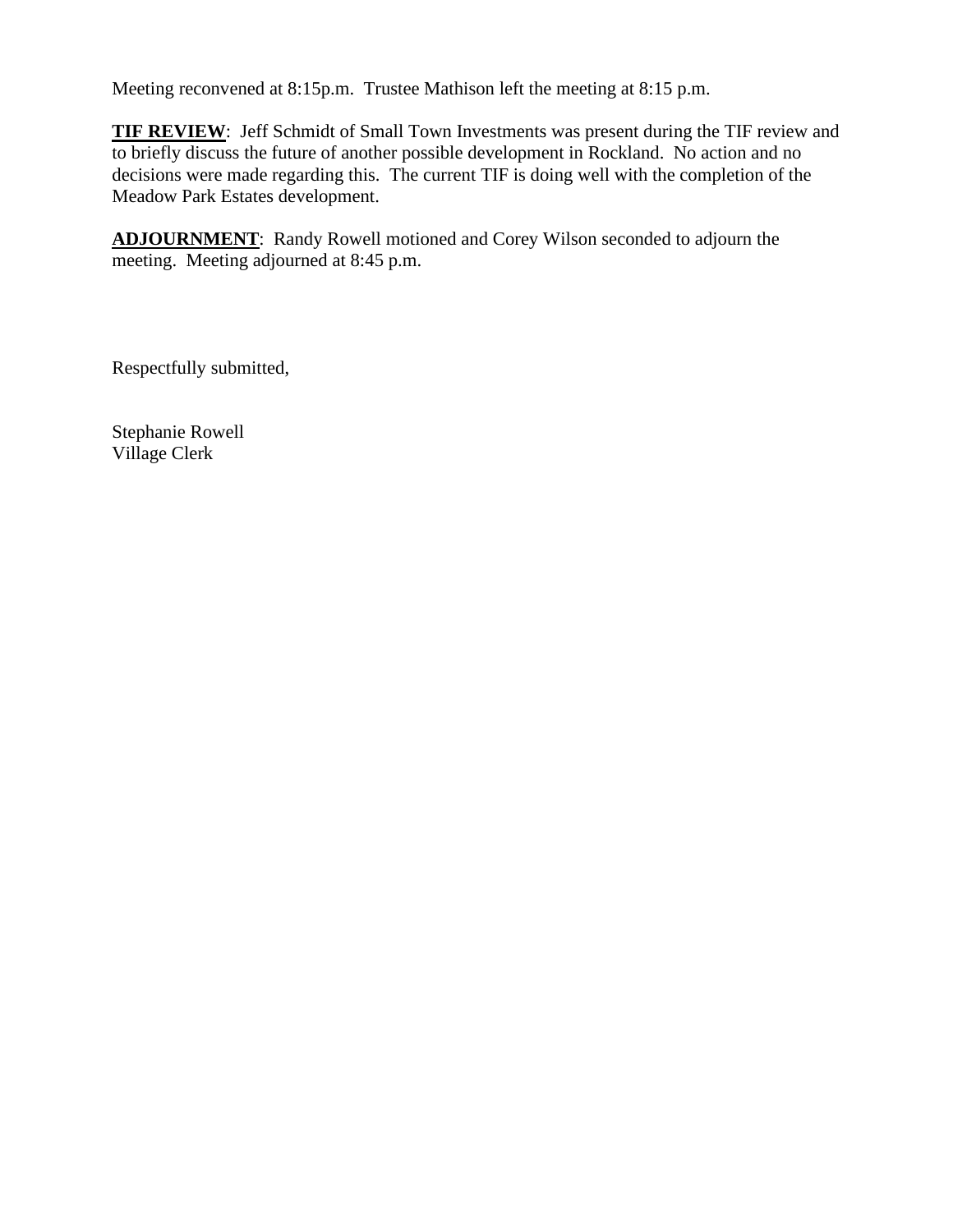Meeting reconvened at 8:15p.m. Trustee Mathison left the meeting at 8:15 p.m.

**TIF REVIEW**: Jeff Schmidt of Small Town Investments was present during the TIF review and to briefly discuss the future of another possible development in Rockland. No action and no decisions were made regarding this. The current TIF is doing well with the completion of the Meadow Park Estates development.

**ADJOURNMENT**: Randy Rowell motioned and Corey Wilson seconded to adjourn the meeting. Meeting adjourned at 8:45 p.m.

Respectfully submitted,

Stephanie Rowell
Village Clerk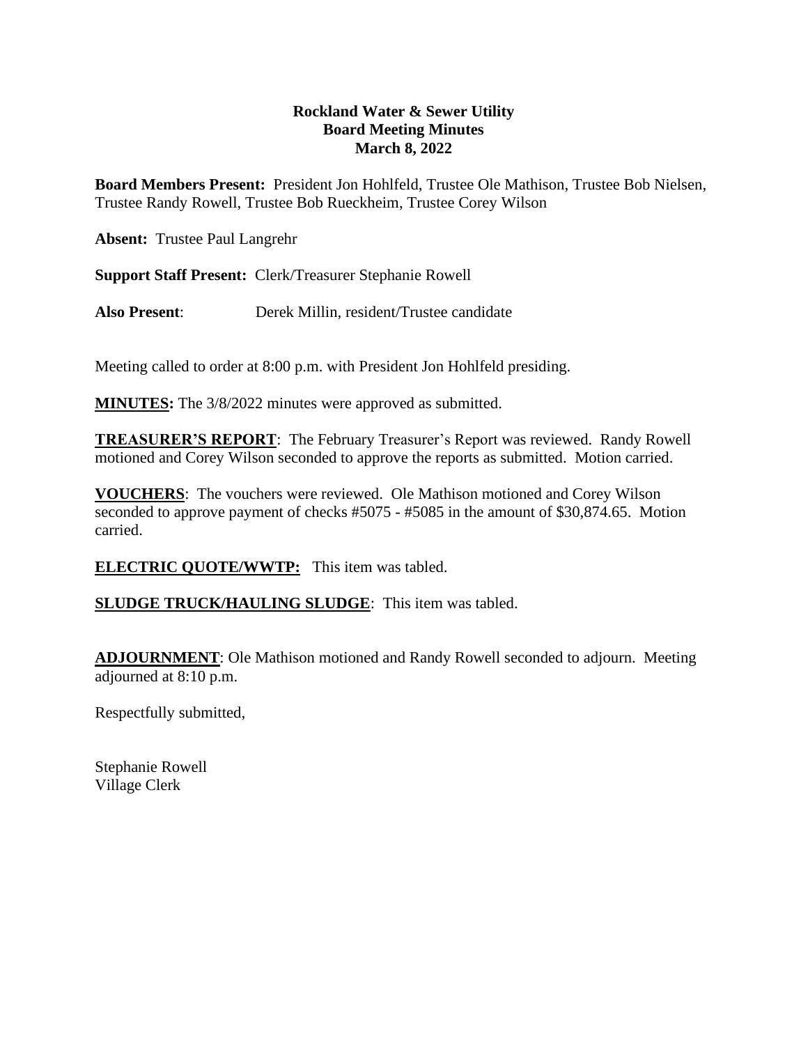**Rockland Water & Sewer Utility**
**Board Meeting Minutes**
**March 8, 2022**

**Board Members Present:** President Jon Hohlfeld, Trustee Ole Mathison, Trustee Bob Nielsen, Trustee Randy Rowell, Trustee Bob Rueckheim, Trustee Corey Wilson

**Absent:** Trustee Paul Langrehr

**Support Staff Present:** Clerk/Treasurer Stephanie Rowell

**Also Present**: Derek Millin, resident/Trustee candidate

Meeting called to order at 8:00 p.m. with President Jon Hohlfeld presiding.

**MINUTES:** The 3/8/2022 minutes were approved as submitted.

**TREASURER'S REPORT**: The February Treasurer's Report was reviewed. Randy Rowell motioned and Corey Wilson seconded to approve the reports as submitted. Motion carried.

**VOUCHERS**: The vouchers were reviewed. Ole Mathison motioned and Corey Wilson seconded to approve payment of checks #5075 - #5085 in the amount of $30,874.65. Motion carried.

**ELECTRIC QUOTE/WWTP:** This item was tabled.

**SLUDGE TRUCK/HAULING SLUDGE**: This item was tabled.

**ADJOURNMENT**: Ole Mathison motioned and Randy Rowell seconded to adjourn. Meeting adjourned at 8:10 p.m.

Respectfully submitted,

Stephanie Rowell
Village Clerk